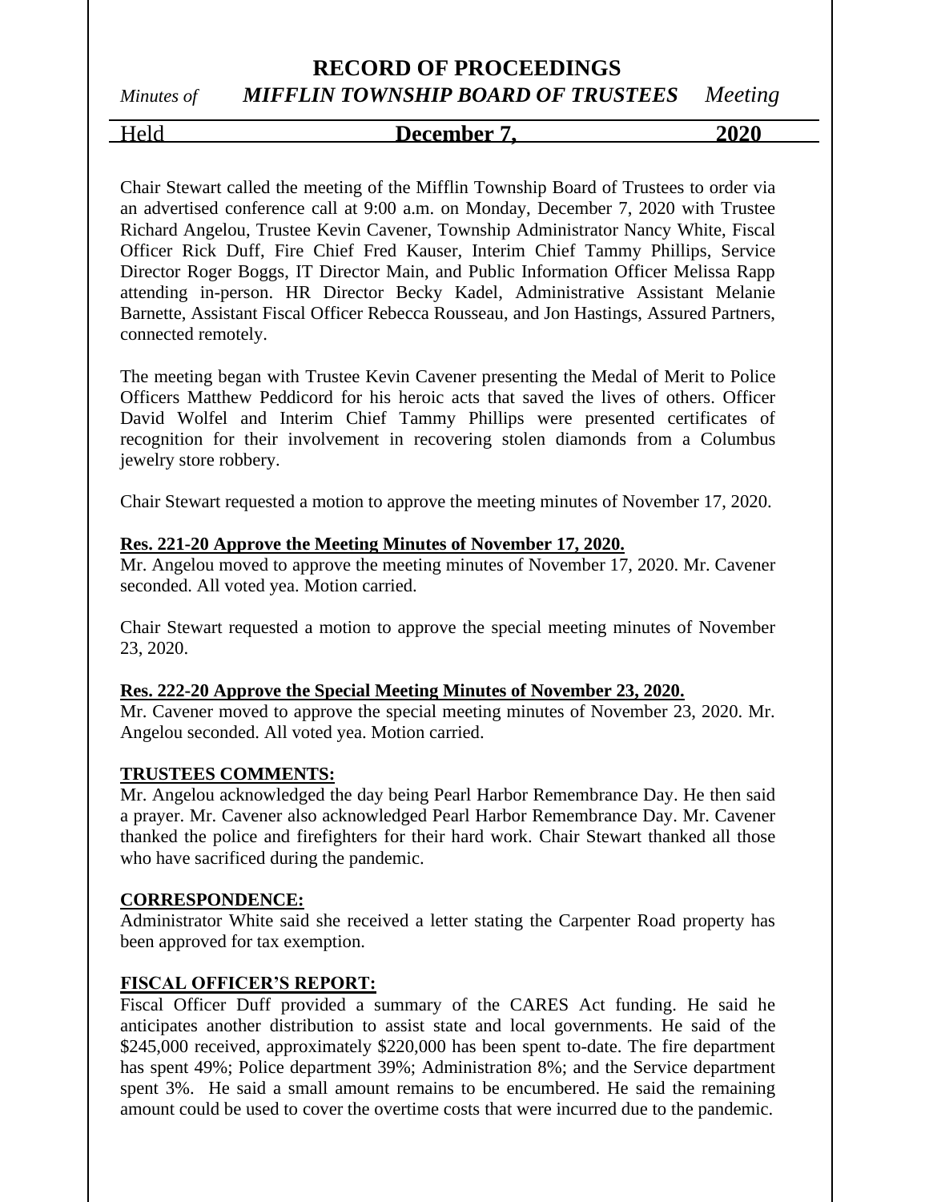# RECORD OF PROCEEDINGS

*Minutes of* ***MIFFLIN TOWNSHIP BOARD OF TRUSTEES*** *Meeting*

Held **December 7, 2020**

Chair Stewart called the meeting of the Mifflin Township Board of Trustees to order via an advertised conference call at 9:00 a.m. on Monday, December 7, 2020 with Trustee Richard Angelou, Trustee Kevin Cavener, Township Administrator Nancy White, Fiscal Officer Rick Duff, Fire Chief Fred Kauser, Interim Chief Tammy Phillips, Service Director Roger Boggs, IT Director Main, and Public Information Officer Melissa Rapp attending in-person. HR Director Becky Kadel, Administrative Assistant Melanie Barnette, Assistant Fiscal Officer Rebecca Rousseau, and Jon Hastings, Assured Partners, connected remotely.

The meeting began with Trustee Kevin Cavener presenting the Medal of Merit to Police Officers Matthew Peddicord for his heroic acts that saved the lives of others. Officer David Wolfel and Interim Chief Tammy Phillips were presented certificates of recognition for their involvement in recovering stolen diamonds from a Columbus jewelry store robbery.

Chair Stewart requested a motion to approve the meeting minutes of November 17, 2020.

**Res. 221-20 Approve the Meeting Minutes of November 17, 2020.**

Mr. Angelou moved to approve the meeting minutes of November 17, 2020. Mr. Cavener seconded. All voted yea. Motion carried.

Chair Stewart requested a motion to approve the special meeting minutes of November 23, 2020.

**Res. 222-20 Approve the Special Meeting Minutes of November 23, 2020.**

Mr. Cavener moved to approve the special meeting minutes of November 23, 2020. Mr. Angelou seconded. All voted yea. Motion carried.

**TRUSTEES COMMENTS:**

Mr. Angelou acknowledged the day being Pearl Harbor Remembrance Day. He then said a prayer. Mr. Cavener also acknowledged Pearl Harbor Remembrance Day. Mr. Cavener thanked the police and firefighters for their hard work. Chair Stewart thanked all those who have sacrificed during the pandemic.

**CORRESPONDENCE:**

Administrator White said she received a letter stating the Carpenter Road property has been approved for tax exemption.

**FISCAL OFFICER'S REPORT:**

Fiscal Officer Duff provided a summary of the CARES Act funding. He said he anticipates another distribution to assist state and local governments. He said of the $245,000 received, approximately $220,000 has been spent to-date. The fire department has spent 49%; Police department 39%; Administration 8%; and the Service department spent 3%. He said a small amount remains to be encumbered. He said the remaining amount could be used to cover the overtime costs that were incurred due to the pandemic.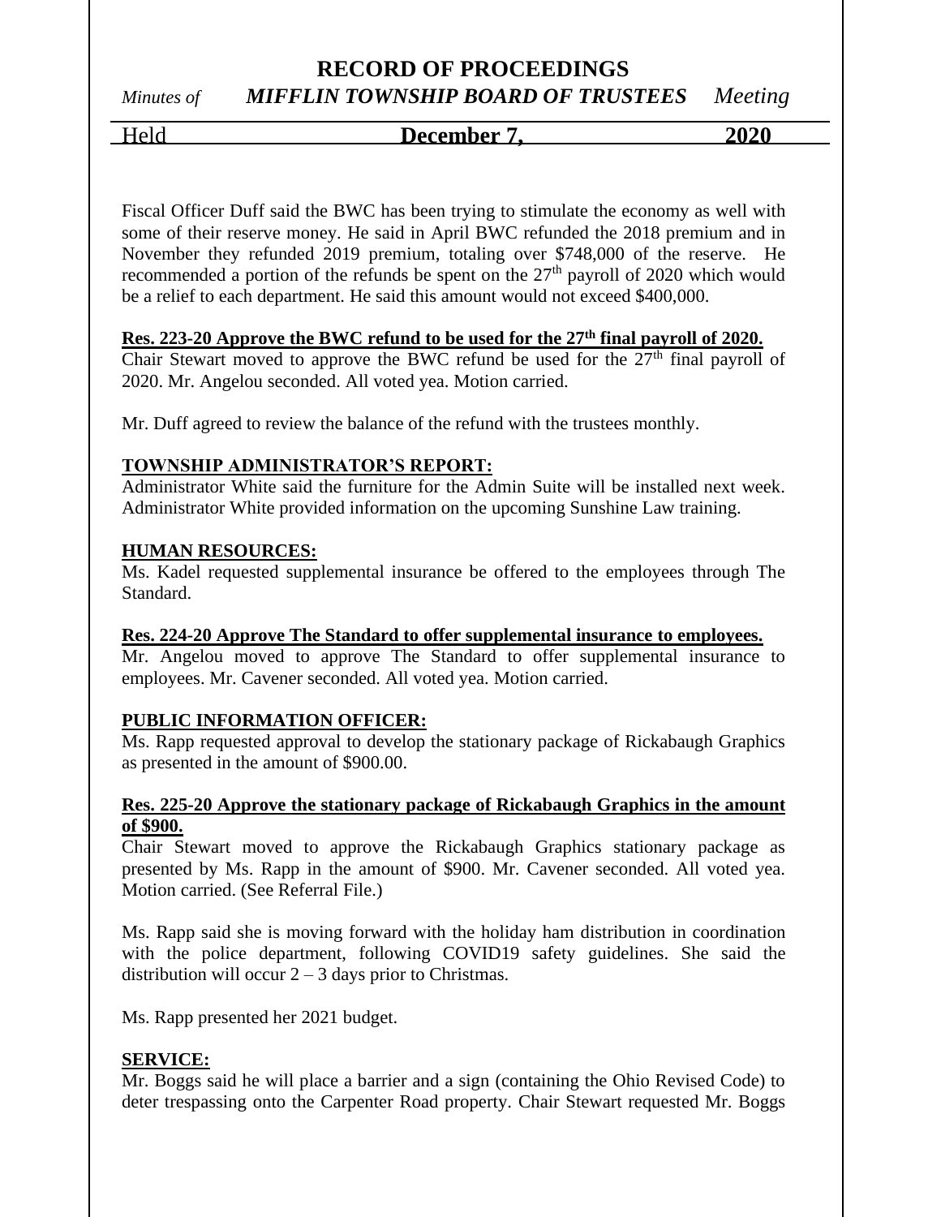Fiscal Officer Duff said the BWC has been trying to stimulate the economy as well with some of their reserve money. He said in April BWC refunded the 2018 premium and in November they refunded 2019 premium, totaling over $748,000 of the reserve. He recommended a portion of the refunds be spent on the 27th payroll of 2020 which would be a relief to each department. He said this amount would not exceed $400,000.

**Res. 223-20 Approve the BWC refund to be used for the 27th final payroll of 2020.**

Chair Stewart moved to approve the BWC refund be used for the 27th final payroll of 2020. Mr. Angelou seconded. All voted yea. Motion carried.

Mr. Duff agreed to review the balance of the refund with the trustees monthly.

**TOWNSHIP ADMINISTRATOR'S REPORT:**

Administrator White said the furniture for the Admin Suite will be installed next week. Administrator White provided information on the upcoming Sunshine Law training.

**HUMAN RESOURCES:**

Ms. Kadel requested supplemental insurance be offered to the employees through The Standard.

**Res. 224-20 Approve The Standard to offer supplemental insurance to employees.**

Mr. Angelou moved to approve The Standard to offer supplemental insurance to employees. Mr. Cavener seconded. All voted yea. Motion carried.

**PUBLIC INFORMATION OFFICER:**

Ms. Rapp requested approval to develop the stationary package of Rickabaugh Graphics as presented in the amount of $900.00.

**Res. 225-20 Approve the stationary package of Rickabaugh Graphics in the amount of $900.**

Chair Stewart moved to approve the Rickabaugh Graphics stationary package as presented by Ms. Rapp in the amount of $900. Mr. Cavener seconded. All voted yea. Motion carried. (See Referral File.)

Ms. Rapp said she is moving forward with the holiday ham distribution in coordination with the police department, following COVID19 safety guidelines. She said the distribution will occur 2 – 3 days prior to Christmas.

Ms. Rapp presented her 2021 budget.

**SERVICE:**

Mr. Boggs said he will place a barrier and a sign (containing the Ohio Revised Code) to deter trespassing onto the Carpenter Road property. Chair Stewart requested Mr. Boggs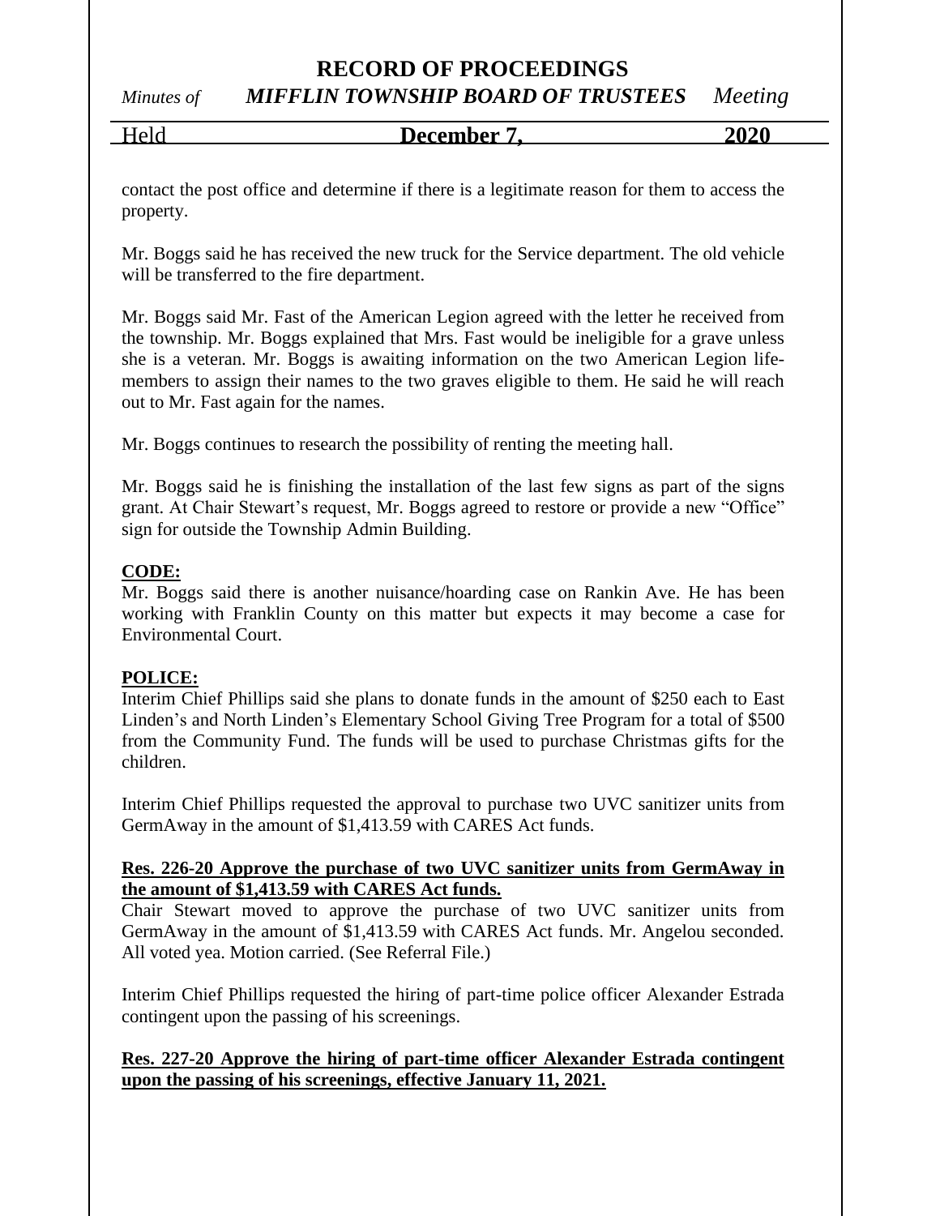contact the post office and determine if there is a legitimate reason for them to access the property.

Mr. Boggs said he has received the new truck for the Service department. The old vehicle will be transferred to the fire department.

Mr. Boggs said Mr. Fast of the American Legion agreed with the letter he received from the township. Mr. Boggs explained that Mrs. Fast would be ineligible for a grave unless she is a veteran. Mr. Boggs is awaiting information on the two American Legion life-members to assign their names to the two graves eligible to them. He said he will reach out to Mr. Fast again for the names.

Mr. Boggs continues to research the possibility of renting the meeting hall.

Mr. Boggs said he is finishing the installation of the last few signs as part of the signs grant. At Chair Stewart's request, Mr. Boggs agreed to restore or provide a new "Office" sign for outside the Township Admin Building.

**CODE:**

Mr. Boggs said there is another nuisance/hoarding case on Rankin Ave. He has been working with Franklin County on this matter but expects it may become a case for Environmental Court.

**POLICE:**

Interim Chief Phillips said she plans to donate funds in the amount of $250 each to East Linden's and North Linden's Elementary School Giving Tree Program for a total of $500 from the Community Fund. The funds will be used to purchase Christmas gifts for the children.

Interim Chief Phillips requested the approval to purchase two UVC sanitizer units from GermAway in the amount of $1,413.59 with CARES Act funds.

**Res. 226-20 Approve the purchase of two UVC sanitizer units from GermAway in the amount of $1,413.59 with CARES Act funds.**

Chair Stewart moved to approve the purchase of two UVC sanitizer units from GermAway in the amount of $1,413.59 with CARES Act funds. Mr. Angelou seconded. All voted yea. Motion carried. (See Referral File.)

Interim Chief Phillips requested the hiring of part-time police officer Alexander Estrada contingent upon the passing of his screenings.

**Res. 227-20 Approve the hiring of part-time officer Alexander Estrada contingent upon the passing of his screenings, effective January 11, 2021.**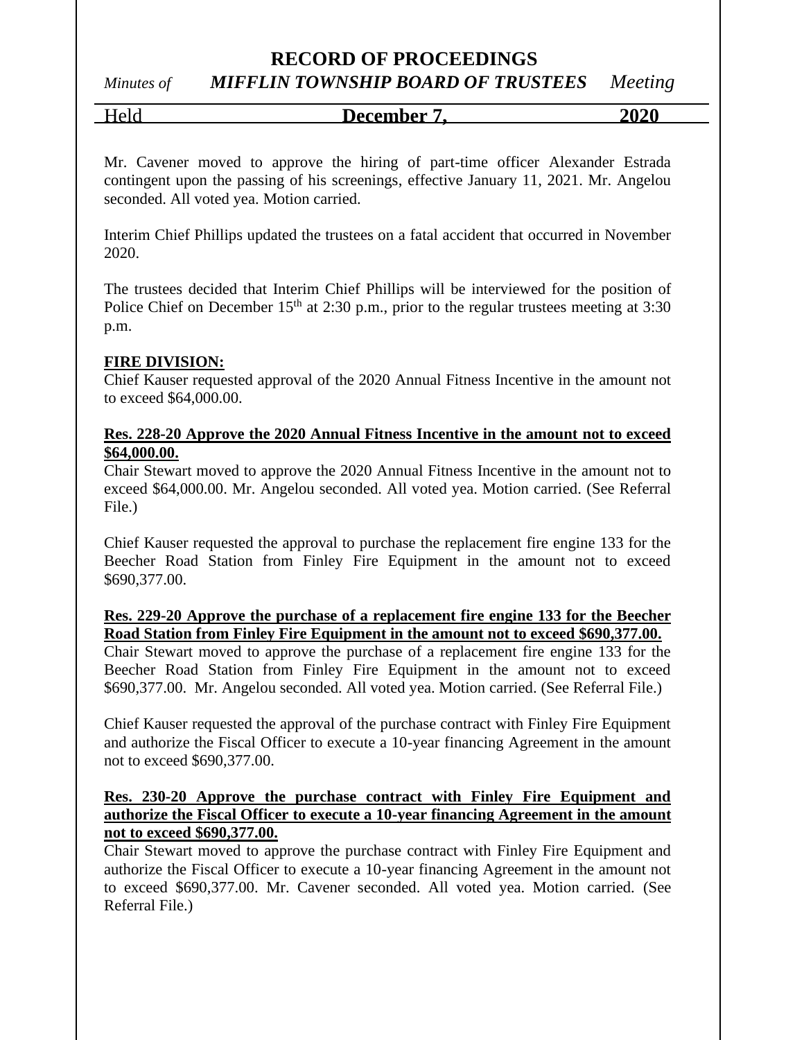Mr. Cavener moved to approve the hiring of part-time officer Alexander Estrada contingent upon the passing of his screenings, effective January 11, 2021. Mr. Angelou seconded. All voted yea. Motion carried.

Interim Chief Phillips updated the trustees on a fatal accident that occurred in November 2020.

The trustees decided that Interim Chief Phillips will be interviewed for the position of Police Chief on December 15th at 2:30 p.m., prior to the regular trustees meeting at 3:30 p.m.

**FIRE DIVISION:**

Chief Kauser requested approval of the 2020 Annual Fitness Incentive in the amount not to exceed $64,000.00.

**Res. 228-20 Approve the 2020 Annual Fitness Incentive in the amount not to exceed $64,000.00.**

Chair Stewart moved to approve the 2020 Annual Fitness Incentive in the amount not to exceed $64,000.00. Mr. Angelou seconded. All voted yea. Motion carried. (See Referral File.)

Chief Kauser requested the approval to purchase the replacement fire engine 133 for the Beecher Road Station from Finley Fire Equipment in the amount not to exceed $690,377.00.

**Res. 229-20 Approve the purchase of a replacement fire engine 133 for the Beecher Road Station from Finley Fire Equipment in the amount not to exceed $690,377.00.**

Chair Stewart moved to approve the purchase of a replacement fire engine 133 for the Beecher Road Station from Finley Fire Equipment in the amount not to exceed $690,377.00. Mr. Angelou seconded. All voted yea. Motion carried. (See Referral File.)

Chief Kauser requested the approval of the purchase contract with Finley Fire Equipment and authorize the Fiscal Officer to execute a 10-year financing Agreement in the amount not to exceed $690,377.00.

**Res. 230-20 Approve the purchase contract with Finley Fire Equipment and authorize the Fiscal Officer to execute a 10-year financing Agreement in the amount not to exceed $690,377.00.**

Chair Stewart moved to approve the purchase contract with Finley Fire Equipment and authorize the Fiscal Officer to execute a 10-year financing Agreement in the amount not to exceed $690,377.00. Mr. Cavener seconded. All voted yea. Motion carried. (See Referral File.)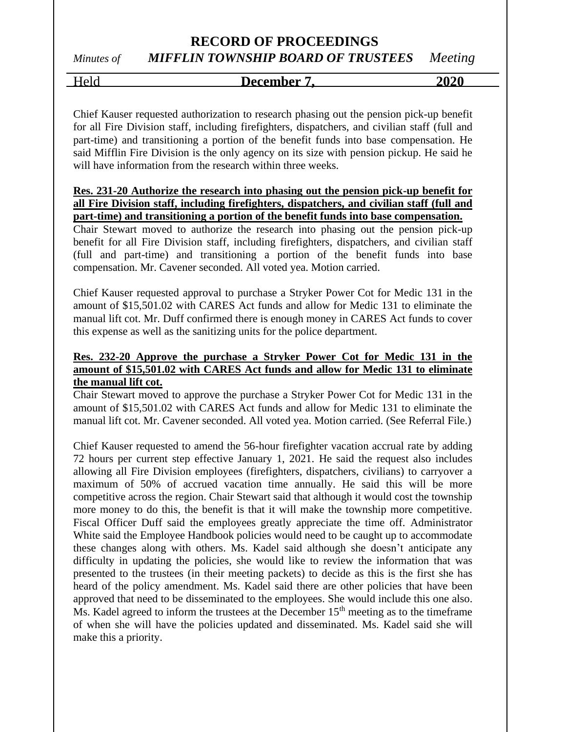Chief Kauser requested authorization to research phasing out the pension pick-up benefit for all Fire Division staff, including firefighters, dispatchers, and civilian staff (full and part-time) and transitioning a portion of the benefit funds into base compensation. He said Mifflin Fire Division is the only agency on its size with pension pickup. He said he will have information from the research within three weeks.

**Res. 231-20 Authorize the research into phasing out the pension pick-up benefit for all Fire Division staff, including firefighters, dispatchers, and civilian staff (full and part-time) and transitioning a portion of the benefit funds into base compensation.**

Chair Stewart moved to authorize the research into phasing out the pension pick-up benefit for all Fire Division staff, including firefighters, dispatchers, and civilian staff (full and part-time) and transitioning a portion of the benefit funds into base compensation. Mr. Cavener seconded. All voted yea. Motion carried.

Chief Kauser requested approval to purchase a Stryker Power Cot for Medic 131 in the amount of $15,501.02 with CARES Act funds and allow for Medic 131 to eliminate the manual lift cot. Mr. Duff confirmed there is enough money in CARES Act funds to cover this expense as well as the sanitizing units for the police department.

**Res. 232-20 Approve the purchase a Stryker Power Cot for Medic 131 in the amount of $15,501.02 with CARES Act funds and allow for Medic 131 to eliminate the manual lift cot.**

Chair Stewart moved to approve the purchase a Stryker Power Cot for Medic 131 in the amount of $15,501.02 with CARES Act funds and allow for Medic 131 to eliminate the manual lift cot. Mr. Cavener seconded. All voted yea. Motion carried. (See Referral File.)

Chief Kauser requested to amend the 56-hour firefighter vacation accrual rate by adding 72 hours per current step effective January 1, 2021. He said the request also includes allowing all Fire Division employees (firefighters, dispatchers, civilians) to carryover a maximum of 50% of accrued vacation time annually. He said this will be more competitive across the region. Chair Stewart said that although it would cost the township more money to do this, the benefit is that it will make the township more competitive. Fiscal Officer Duff said the employees greatly appreciate the time off. Administrator White said the Employee Handbook policies would need to be caught up to accommodate these changes along with others. Ms. Kadel said although she doesn't anticipate any difficulty in updating the policies, she would like to review the information that was presented to the trustees (in their meeting packets) to decide as this is the first she has heard of the policy amendment. Ms. Kadel said there are other policies that have been approved that need to be disseminated to the employees. She would include this one also. Ms. Kadel agreed to inform the trustees at the December 15th meeting as to the timeframe of when she will have the policies updated and disseminated. Ms. Kadel said she will make this a priority.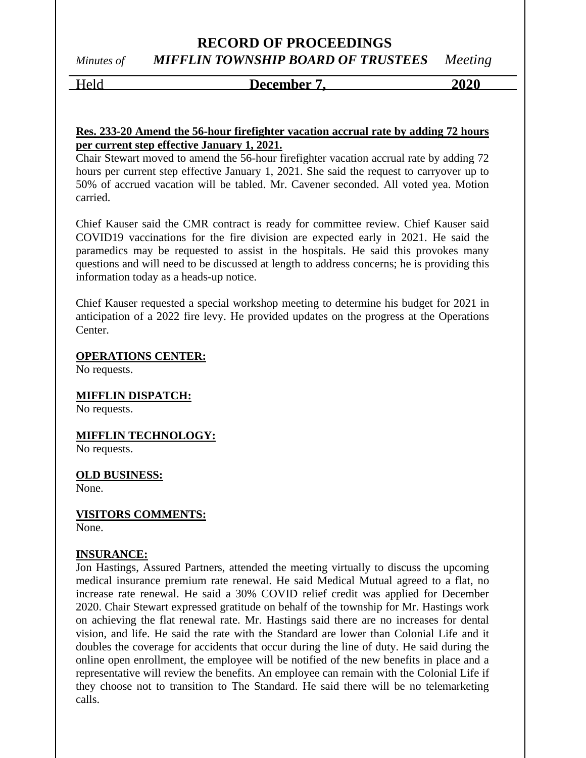**Res. 233-20 Amend the 56-hour firefighter vacation accrual rate by adding 72 hours per current step effective January 1, 2021.**

Chair Stewart moved to amend the 56-hour firefighter vacation accrual rate by adding 72 hours per current step effective January 1, 2021. She said the request to carryover up to 50% of accrued vacation will be tabled. Mr. Cavener seconded. All voted yea. Motion carried.

Chief Kauser said the CMR contract is ready for committee review. Chief Kauser said COVID19 vaccinations for the fire division are expected early in 2021. He said the paramedics may be requested to assist in the hospitals. He said this provokes many questions and will need to be discussed at length to address concerns; he is providing this information today as a heads-up notice.

Chief Kauser requested a special workshop meeting to determine his budget for 2021 in anticipation of a 2022 fire levy. He provided updates on the progress at the Operations Center.

**OPERATIONS CENTER:**

No requests.

**MIFFLIN DISPATCH:**

No requests.

**MIFFLIN TECHNOLOGY:**

No requests.

**OLD BUSINESS:**

None.

**VISITORS COMMENTS:**

None.

**INSURANCE:**

Jon Hastings, Assured Partners, attended the meeting virtually to discuss the upcoming medical insurance premium rate renewal. He said Medical Mutual agreed to a flat, no increase rate renewal. He said a 30% COVID relief credit was applied for December 2020. Chair Stewart expressed gratitude on behalf of the township for Mr. Hastings work on achieving the flat renewal rate. Mr. Hastings said there are no increases for dental vision, and life. He said the rate with the Standard are lower than Colonial Life and it doubles the coverage for accidents that occur during the line of duty. He said during the online open enrollment, the employee will be notified of the new benefits in place and a representative will review the benefits. An employee can remain with the Colonial Life if they choose not to transition to The Standard. He said there will be no telemarketing calls.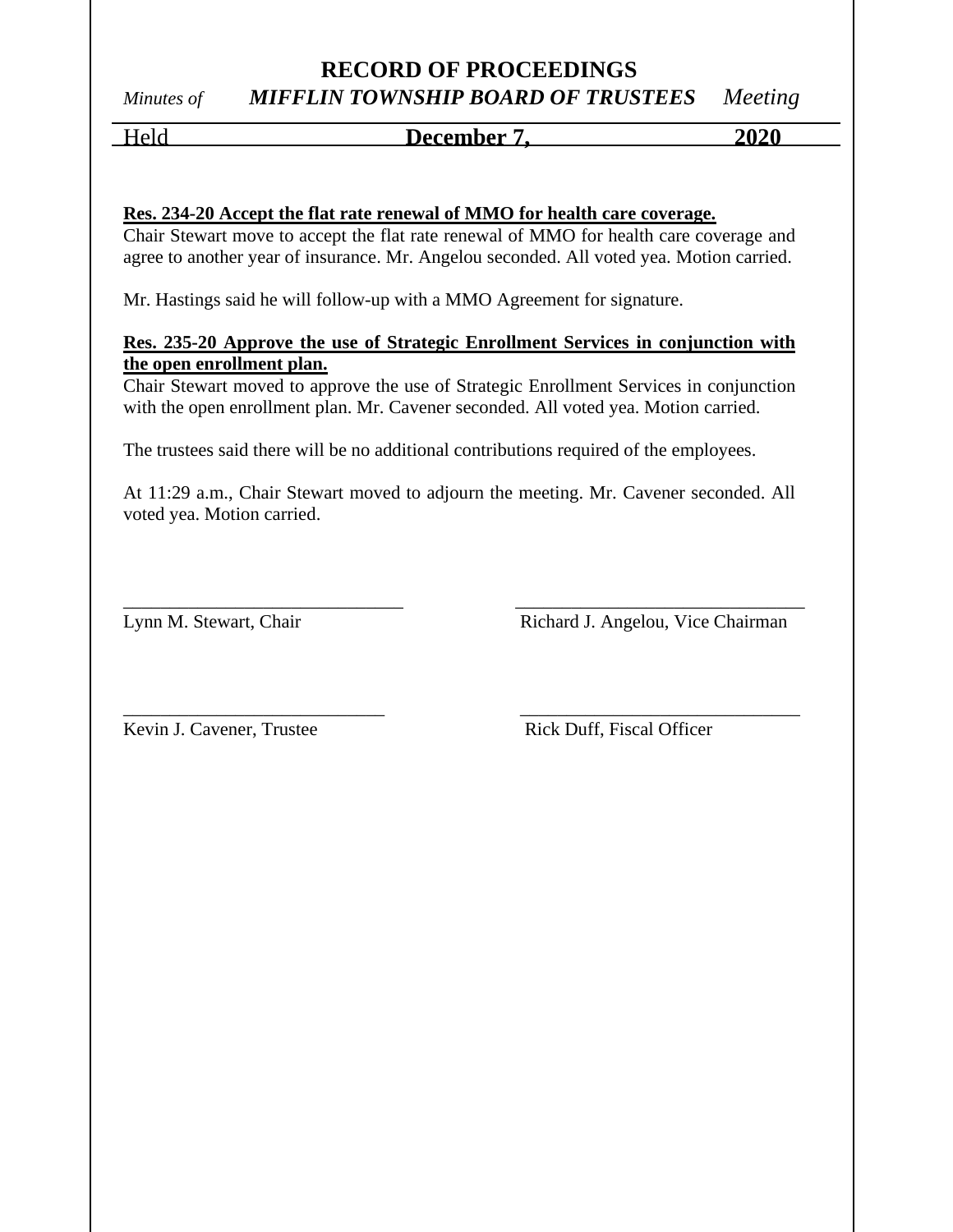**Res. 234-20 Accept the flat rate renewal of MMO for health care coverage.**

Chair Stewart move to accept the flat rate renewal of MMO for health care coverage and agree to another year of insurance. Mr. Angelou seconded. All voted yea. Motion carried.

Mr. Hastings said he will follow-up with a MMO Agreement for signature.

**Res. 235-20 Approve the use of Strategic Enrollment Services in conjunction with the open enrollment plan.**

Chair Stewart moved to approve the use of Strategic Enrollment Services in conjunction with the open enrollment plan. Mr. Cavener seconded. All voted yea. Motion carried.

The trustees said there will be no additional contributions required of the employees.

At 11:29 a.m., Chair Stewart moved to adjourn the meeting. Mr. Cavener seconded. All voted yea. Motion carried.

_____________________________ Lynn M. Stewart, Chair

_____________________________ Richard J. Angelou, Vice Chairman

_____________________________ Kevin J. Cavener, Trustee

_____________________________ Rick Duff, Fiscal Officer